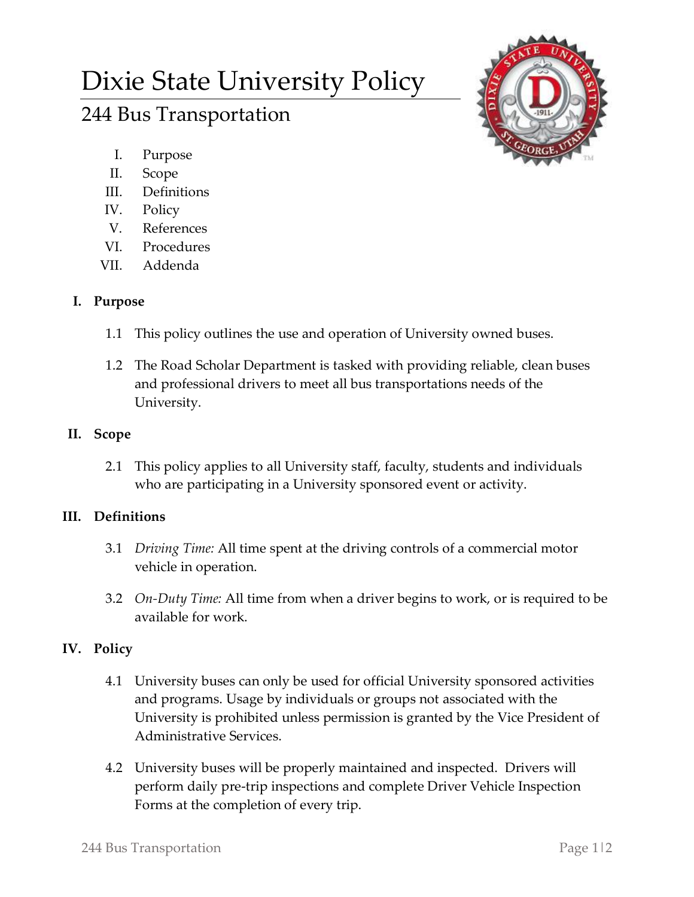# Dixie State University Policy

## 244 Bus Transportation

I. Purpose
II. Scope
III. Definitions
IV. Policy
V. References
VI. Procedures
VII. Addenda

### I. Purpose

1.1 This policy outlines the use and operation of University owned buses.

1.2 The Road Scholar Department is tasked with providing reliable, clean buses and professional drivers to meet all bus transportations needs of the University.

### II. Scope

2.1 This policy applies to all University staff, faculty, students and individuals who are participating in a University sponsored event or activity.

### III. Definitions

3.1 *Driving Time:* All time spent at the driving controls of a commercial motor vehicle in operation.

3.2 *On-Duty Time:* All time from when a driver begins to work, or is required to be available for work.

### IV. Policy

4.1 University buses can only be used for official University sponsored activities and programs. Usage by individuals or groups not associated with the University is prohibited unless permission is granted by the Vice President of Administrative Services.

4.2 University buses will be properly maintained and inspected. Drivers will perform daily pre-trip inspections and complete Driver Vehicle Inspection Forms at the completion of every trip.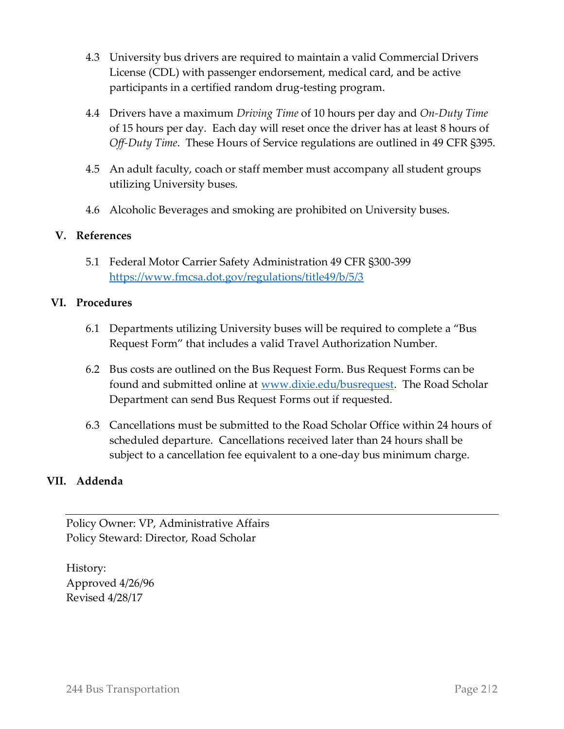4.3 University bus drivers are required to maintain a valid Commercial Drivers License (CDL) with passenger endorsement, medical card, and be active participants in a certified random drug-testing program.

4.4 Drivers have a maximum *Driving Time* of 10 hours per day and *On-Duty Time* of 15 hours per day. Each day will reset once the driver has at least 8 hours of *Off-Duty Time*. These Hours of Service regulations are outlined in 49 CFR §395.

4.5 An adult faculty, coach or staff member must accompany all student groups utilizing University buses.

4.6 Alcoholic Beverages and smoking are prohibited on University buses.

## V. References

5.1 Federal Motor Carrier Safety Administration 49 CFR §300-399 [https://www.fmcsa.dot.gov/regulations/title49/b/5/3](https://www.fmcsa.dot.gov/regulations/title49/b/5/3)

## VI. Procedures

6.1 Departments utilizing University buses will be required to complete a "Bus Request Form" that includes a valid Travel Authorization Number.

6.2 Bus costs are outlined on the Bus Request Form. Bus Request Forms can be found and submitted online at [www.dixie.edu/busrequest](www.dixie.edu/busrequest). The Road Scholar Department can send Bus Request Forms out if requested.

6.3 Cancellations must be submitted to the Road Scholar Office within 24 hours of scheduled departure. Cancellations received later than 24 hours shall be subject to a cancellation fee equivalent to a one-day bus minimum charge.

## VII. Addenda

---

Policy Owner: VP, Administrative Affairs
Policy Steward: Director, Road Scholar

History:
Approved 4/26/96
Revised 4/28/17